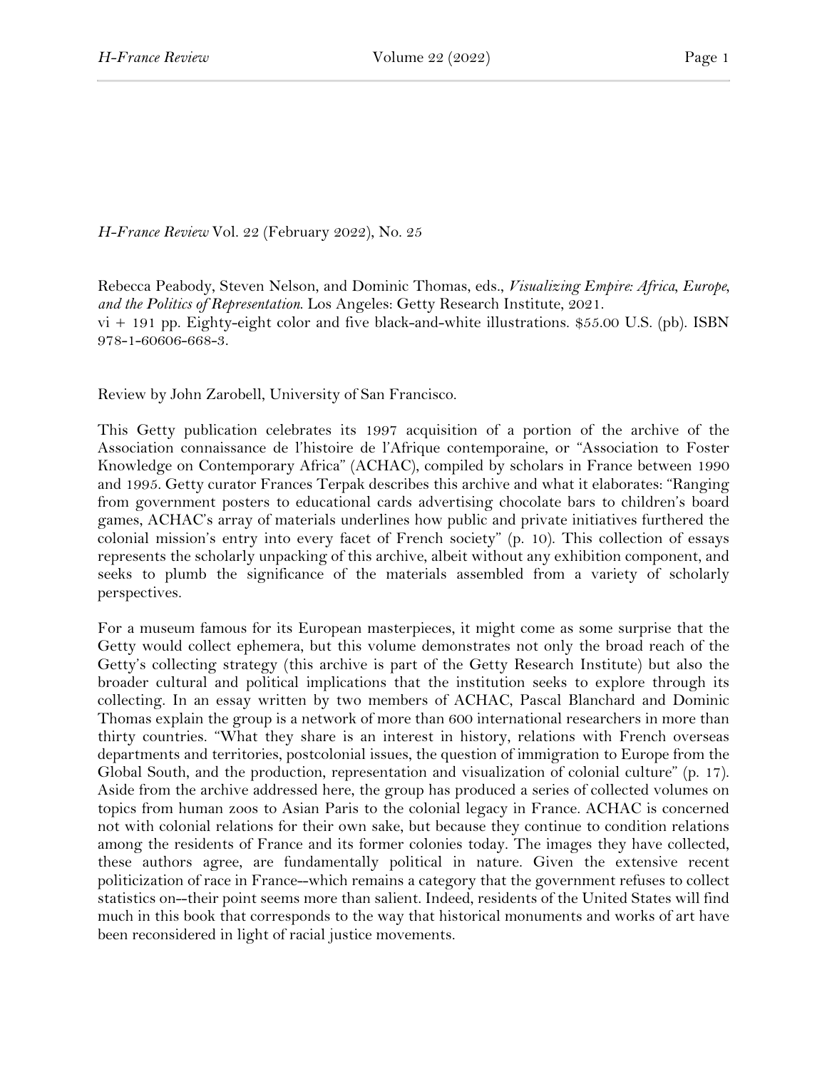*H-France Review* Vol. 22 (February 2022), No. 25

Rebecca Peabody, Steven Nelson, and Dominic Thomas, eds., *Visualizing Empire: Africa, Europe, and the Politics of Representation*. Los Angeles: Getty Research Institute, 2021.
vi + 191 pp. Eighty-eight color and five black-and-white illustrations. $55.00 U.S. (pb). ISBN 978-1-60606-668-3.

Review by John Zarobell, University of San Francisco.

This Getty publication celebrates its 1997 acquisition of a portion of the archive of the Association connaissance de l'histoire de l'Afrique contemporaine, or "Association to Foster Knowledge on Contemporary Africa" (ACHAC), compiled by scholars in France between 1990 and 1995. Getty curator Frances Terpak describes this archive and what it elaborates: "Ranging from government posters to educational cards advertising chocolate bars to children's board games, ACHAC's array of materials underlines how public and private initiatives furthered the colonial mission's entry into every facet of French society" (p. 10). This collection of essays represents the scholarly unpacking of this archive, albeit without any exhibition component, and seeks to plumb the significance of the materials assembled from a variety of scholarly perspectives.

For a museum famous for its European masterpieces, it might come as some surprise that the Getty would collect ephemera, but this volume demonstrates not only the broad reach of the Getty's collecting strategy (this archive is part of the Getty Research Institute) but also the broader cultural and political implications that the institution seeks to explore through its collecting. In an essay written by two members of ACHAC, Pascal Blanchard and Dominic Thomas explain the group is a network of more than 600 international researchers in more than thirty countries. "What they share is an interest in history, relations with French overseas departments and territories, postcolonial issues, the question of immigration to Europe from the Global South, and the production, representation and visualization of colonial culture" (p. 17). Aside from the archive addressed here, the group has produced a series of collected volumes on topics from human zoos to Asian Paris to the colonial legacy in France. ACHAC is concerned not with colonial relations for their own sake, but because they continue to condition relations among the residents of France and its former colonies today. The images they have collected, these authors agree, are fundamentally political in nature. Given the extensive recent politicization of race in France--which remains a category that the government refuses to collect statistics on--their point seems more than salient. Indeed, residents of the United States will find much in this book that corresponds to the way that historical monuments and works of art have been reconsidered in light of racial justice movements.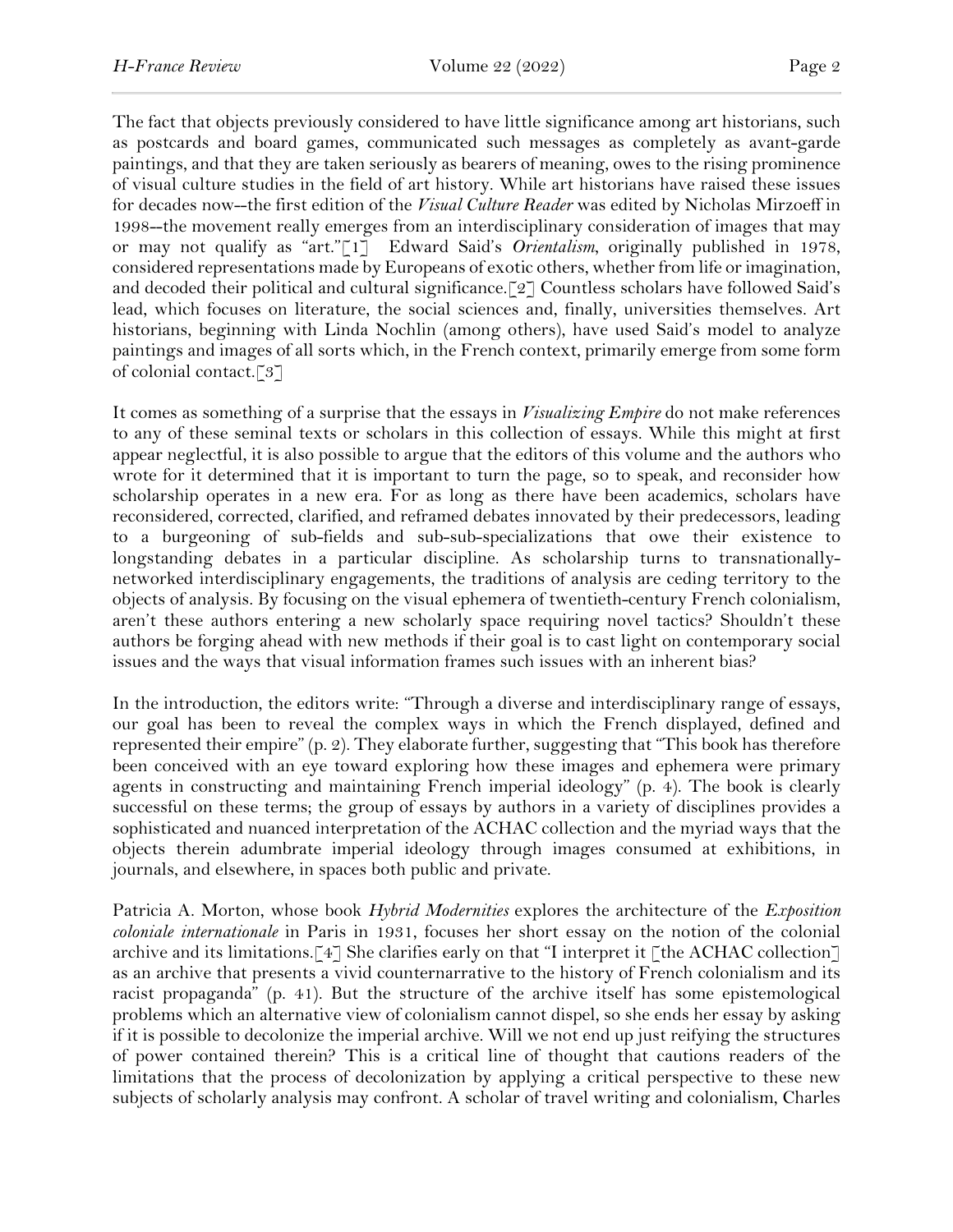The fact that objects previously considered to have little significance among art historians, such as postcards and board games, communicated such messages as completely as avant-garde paintings, and that they are taken seriously as bearers of meaning, owes to the rising prominence of visual culture studies in the field of art history. While art historians have raised these issues for decades now--the first edition of the *Visual Culture Reader* was edited by Nicholas Mirzoeff in 1998--the movement really emerges from an interdisciplinary consideration of images that may or may not qualify as "art."[1] Edward Said's *Orientalism*, originally published in 1978, considered representations made by Europeans of exotic others, whether from life or imagination, and decoded their political and cultural significance.[2] Countless scholars have followed Said's lead, which focuses on literature, the social sciences and, finally, universities themselves. Art historians, beginning with Linda Nochlin (among others), have used Said's model to analyze paintings and images of all sorts which, in the French context, primarily emerge from some form of colonial contact.[3]

It comes as something of a surprise that the essays in *Visualizing Empire* do not make references to any of these seminal texts or scholars in this collection of essays. While this might at first appear neglectful, it is also possible to argue that the editors of this volume and the authors who wrote for it determined that it is important to turn the page, so to speak, and reconsider how scholarship operates in a new era. For as long as there have been academics, scholars have reconsidered, corrected, clarified, and reframed debates innovated by their predecessors, leading to a burgeoning of sub-fields and sub-sub-specializations that owe their existence to longstanding debates in a particular discipline. As scholarship turns to transnationally-networked interdisciplinary engagements, the traditions of analysis are ceding territory to the objects of analysis. By focusing on the visual ephemera of twentieth-century French colonialism, aren't these authors entering a new scholarly space requiring novel tactics? Shouldn't these authors be forging ahead with new methods if their goal is to cast light on contemporary social issues and the ways that visual information frames such issues with an inherent bias?

In the introduction, the editors write: "Through a diverse and interdisciplinary range of essays, our goal has been to reveal the complex ways in which the French displayed, defined and represented their empire" (p. 2). They elaborate further, suggesting that "This book has therefore been conceived with an eye toward exploring how these images and ephemera were primary agents in constructing and maintaining French imperial ideology" (p. 4). The book is clearly successful on these terms; the group of essays by authors in a variety of disciplines provides a sophisticated and nuanced interpretation of the ACHAC collection and the myriad ways that the objects therein adumbrate imperial ideology through images consumed at exhibitions, in journals, and elsewhere, in spaces both public and private.

Patricia A. Morton, whose book *Hybrid Modernities* explores the architecture of the *Exposition coloniale internationale* in Paris in 1931, focuses her short essay on the notion of the colonial archive and its limitations.[4] She clarifies early on that "I interpret it [the ACHAC collection] as an archive that presents a vivid counternarrative to the history of French colonialism and its racist propaganda" (p. 41). But the structure of the archive itself has some epistemological problems which an alternative view of colonialism cannot dispel, so she ends her essay by asking if it is possible to decolonize the imperial archive. Will we not end up just reifying the structures of power contained therein? This is a critical line of thought that cautions readers of the limitations that the process of decolonization by applying a critical perspective to these new subjects of scholarly analysis may confront. A scholar of travel writing and colonialism, Charles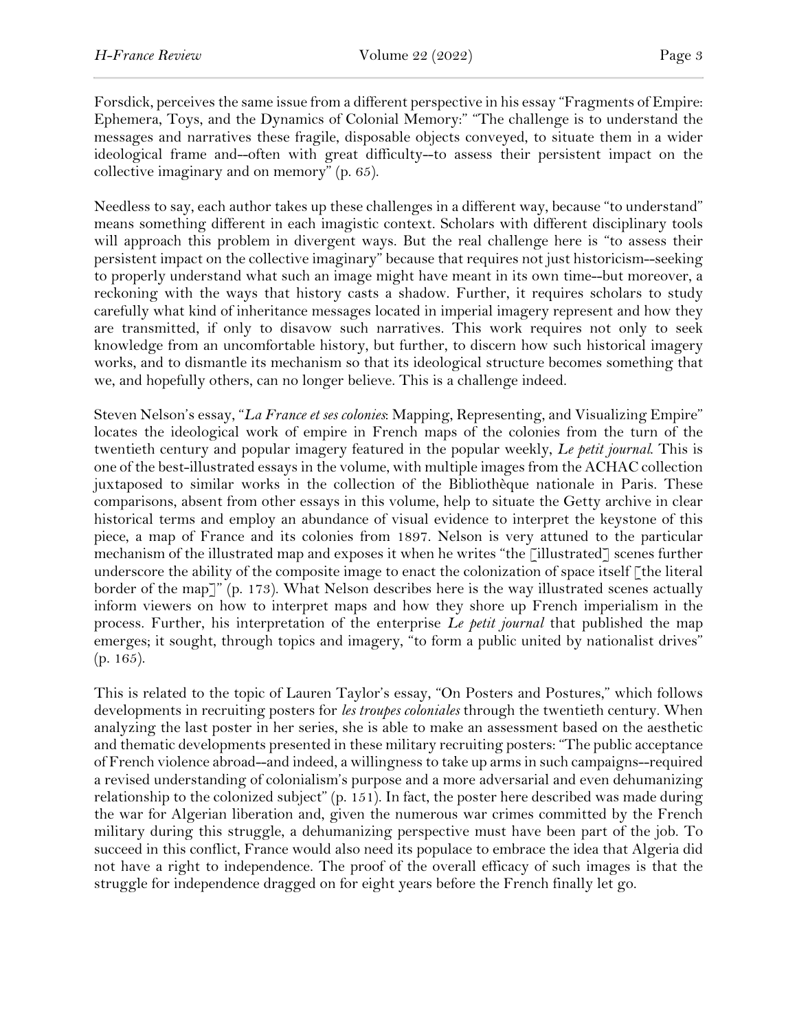Forsdick, perceives the same issue from a different perspective in his essay "Fragments of Empire: Ephemera, Toys, and the Dynamics of Colonial Memory:" "The challenge is to understand the messages and narratives these fragile, disposable objects conveyed, to situate them in a wider ideological frame and--often with great difficulty--to assess their persistent impact on the collective imaginary and on memory" (p. 65).

Needless to say, each author takes up these challenges in a different way, because "to understand" means something different in each imagistic context. Scholars with different disciplinary tools will approach this problem in divergent ways. But the real challenge here is "to assess their persistent impact on the collective imaginary" because that requires not just historicism--seeking to properly understand what such an image might have meant in its own time--but moreover, a reckoning with the ways that history casts a shadow. Further, it requires scholars to study carefully what kind of inheritance messages located in imperial imagery represent and how they are transmitted, if only to disavow such narratives. This work requires not only to seek knowledge from an uncomfortable history, but further, to discern how such historical imagery works, and to dismantle its mechanism so that its ideological structure becomes something that we, and hopefully others, can no longer believe. This is a challenge indeed.

Steven Nelson's essay, "*La France et ses colonies*: Mapping, Representing, and Visualizing Empire" locates the ideological work of empire in French maps of the colonies from the turn of the twentieth century and popular imagery featured in the popular weekly, *Le petit journal*. This is one of the best-illustrated essays in the volume, with multiple images from the ACHAC collection juxtaposed to similar works in the collection of the Bibliothèque nationale in Paris. These comparisons, absent from other essays in this volume, help to situate the Getty archive in clear historical terms and employ an abundance of visual evidence to interpret the keystone of this piece, a map of France and its colonies from 1897. Nelson is very attuned to the particular mechanism of the illustrated map and exposes it when he writes "the [illustrated] scenes further underscore the ability of the composite image to enact the colonization of space itself [the literal border of the map]" (p. 173). What Nelson describes here is the way illustrated scenes actually inform viewers on how to interpret maps and how they shore up French imperialism in the process. Further, his interpretation of the enterprise *Le petit journal* that published the map emerges; it sought, through topics and imagery, "to form a public united by nationalist drives" (p. 165).

This is related to the topic of Lauren Taylor's essay, "On Posters and Postures," which follows developments in recruiting posters for *les troupes coloniales* through the twentieth century. When analyzing the last poster in her series, she is able to make an assessment based on the aesthetic and thematic developments presented in these military recruiting posters: "The public acceptance of French violence abroad--and indeed, a willingness to take up arms in such campaigns--required a revised understanding of colonialism's purpose and a more adversarial and even dehumanizing relationship to the colonized subject" (p. 151). In fact, the poster here described was made during the war for Algerian liberation and, given the numerous war crimes committed by the French military during this struggle, a dehumanizing perspective must have been part of the job. To succeed in this conflict, France would also need its populace to embrace the idea that Algeria did not have a right to independence. The proof of the overall efficacy of such images is that the struggle for independence dragged on for eight years before the French finally let go.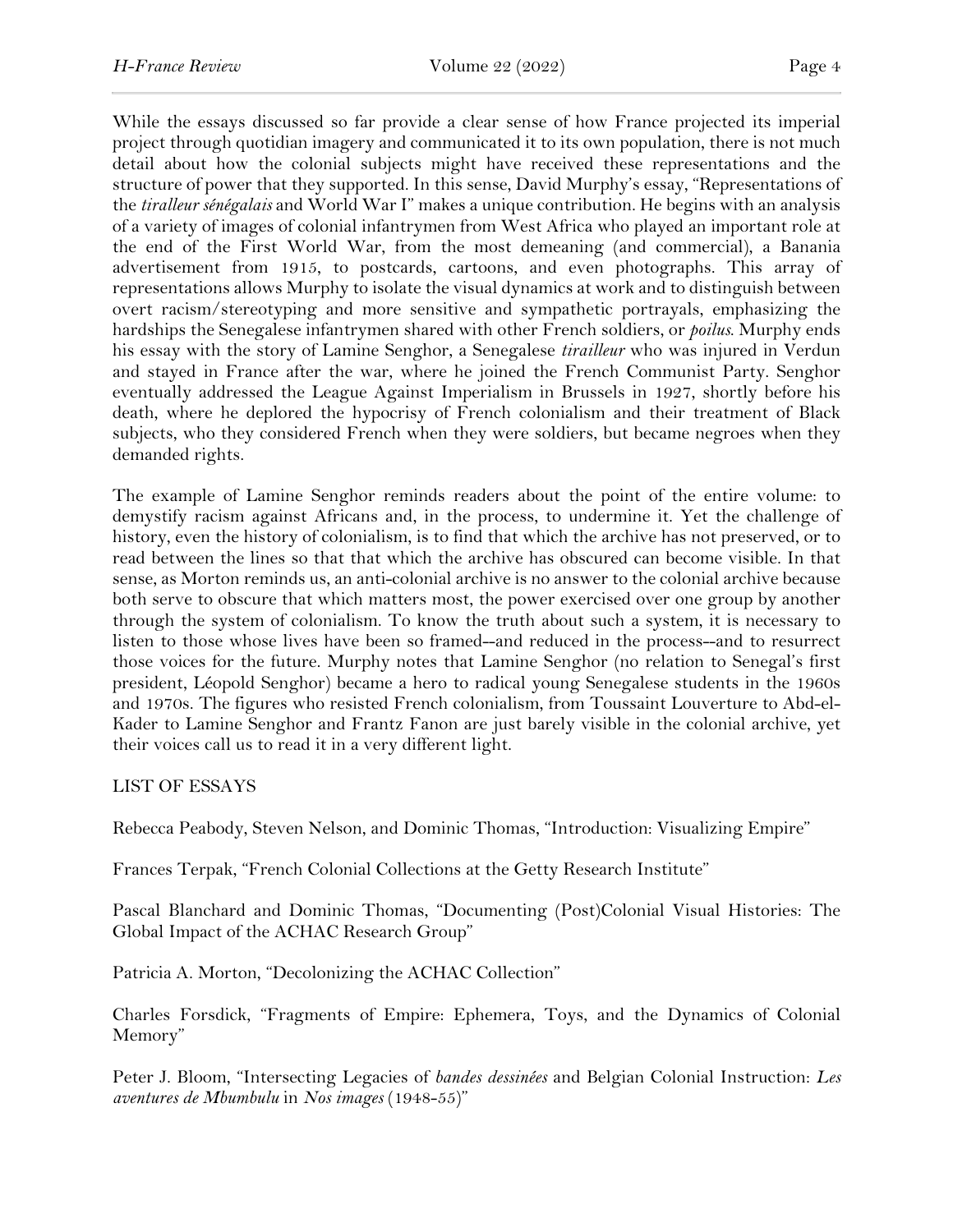While the essays discussed so far provide a clear sense of how France projected its imperial project through quotidian imagery and communicated it to its own population, there is not much detail about how the colonial subjects might have received these representations and the structure of power that they supported. In this sense, David Murphy's essay, "Representations of the *tiralleur sénégalais* and World War I" makes a unique contribution. He begins with an analysis of a variety of images of colonial infantrymen from West Africa who played an important role at the end of the First World War, from the most demeaning (and commercial), a Banania advertisement from 1915, to postcards, cartoons, and even photographs. This array of representations allows Murphy to isolate the visual dynamics at work and to distinguish between overt racism/stereotyping and more sensitive and sympathetic portrayals, emphasizing the hardships the Senegalese infantrymen shared with other French soldiers, or *poilus*. Murphy ends his essay with the story of Lamine Senghor, a Senegalese *tirailleur* who was injured in Verdun and stayed in France after the war, where he joined the French Communist Party. Senghor eventually addressed the League Against Imperialism in Brussels in 1927, shortly before his death, where he deplored the hypocrisy of French colonialism and their treatment of Black subjects, who they considered French when they were soldiers, but became negroes when they demanded rights.

The example of Lamine Senghor reminds readers about the point of the entire volume: to demystify racism against Africans and, in the process, to undermine it. Yet the challenge of history, even the history of colonialism, is to find that which the archive has not preserved, or to read between the lines so that that which the archive has obscured can become visible. In that sense, as Morton reminds us, an anti-colonial archive is no answer to the colonial archive because both serve to obscure that which matters most, the power exercised over one group by another through the system of colonialism. To know the truth about such a system, it is necessary to listen to those whose lives have been so framed--and reduced in the process--and to resurrect those voices for the future. Murphy notes that Lamine Senghor (no relation to Senegal's first president, Léopold Senghor) became a hero to radical young Senegalese students in the 1960s and 1970s. The figures who resisted French colonialism, from Toussaint Louverture to Abd-el-Kader to Lamine Senghor and Frantz Fanon are just barely visible in the colonial archive, yet their voices call us to read it in a very different light.

LIST OF ESSAYS

Rebecca Peabody, Steven Nelson, and Dominic Thomas, "Introduction: Visualizing Empire"

Frances Terpak, "French Colonial Collections at the Getty Research Institute"

Pascal Blanchard and Dominic Thomas, "Documenting (Post)Colonial Visual Histories: The Global Impact of the ACHAC Research Group"

Patricia A. Morton, "Decolonizing the ACHAC Collection"

Charles Forsdick, "Fragments of Empire: Ephemera, Toys, and the Dynamics of Colonial Memory"

Peter J. Bloom, "Intersecting Legacies of *bandes dessinées* and Belgian Colonial Instruction: *Les aventures de Mbumbulu* in *Nos images* (1948-55)"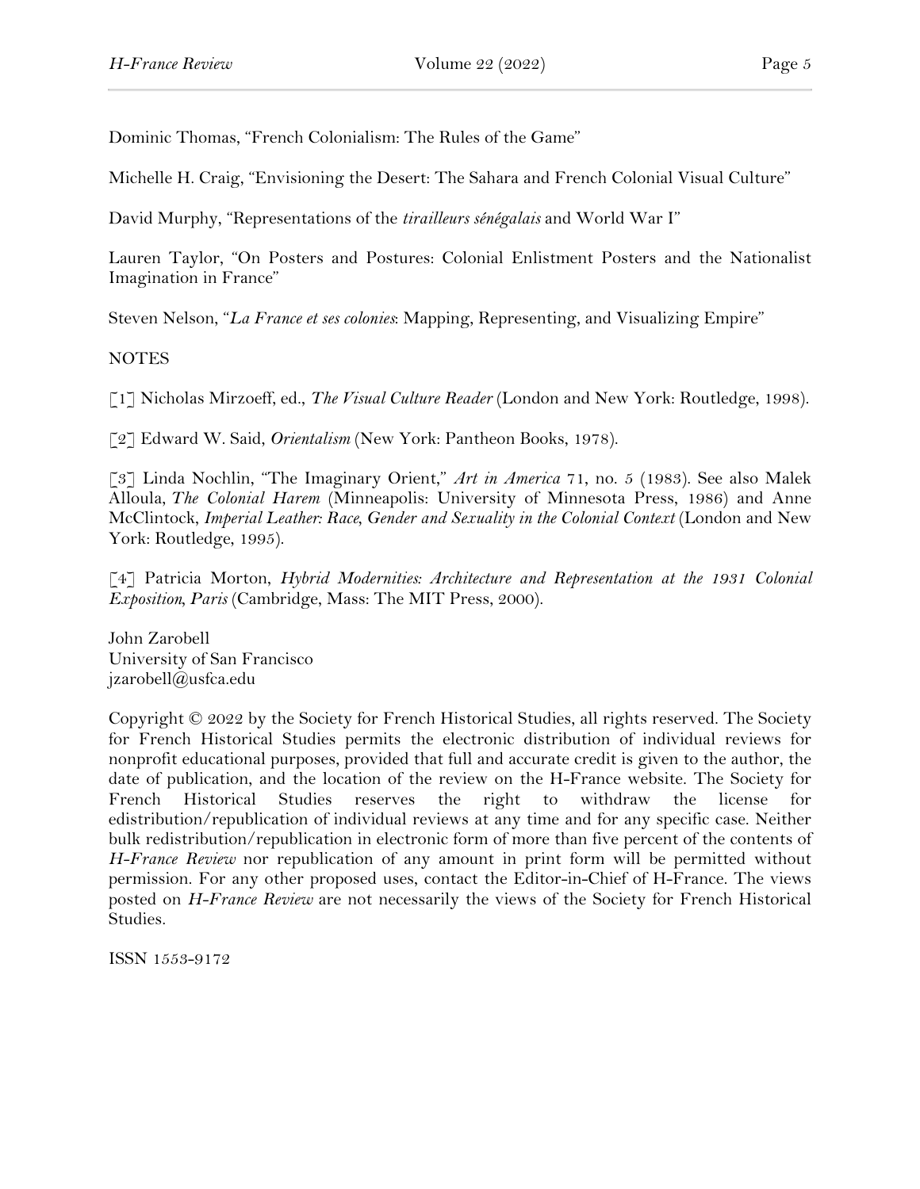Dominic Thomas, "French Colonialism: The Rules of the Game"

Michelle H. Craig, "Envisioning the Desert: The Sahara and French Colonial Visual Culture"

David Murphy, "Representations of the *tirailleurs sénégalais* and World War I"

Lauren Taylor, "On Posters and Postures: Colonial Enlistment Posters and the Nationalist Imagination in France"

Steven Nelson, "*La France et ses colonies*: Mapping, Representing, and Visualizing Empire"

NOTES

[1] Nicholas Mirzoeff, ed., *The Visual Culture Reader* (London and New York: Routledge, 1998).

[2] Edward W. Said, *Orientalism* (New York: Pantheon Books, 1978).

[3] Linda Nochlin, "The Imaginary Orient," *Art in America* 71, no. 5 (1983). See also Malek Alloula, *The Colonial Harem* (Minneapolis: University of Minnesota Press, 1986) and Anne McClintock, *Imperial Leather: Race, Gender and Sexuality in the Colonial Context* (London and New York: Routledge, 1995).

[4] Patricia Morton, *Hybrid Modernities: Architecture and Representation at the 1931 Colonial Exposition, Paris* (Cambridge, Mass: The MIT Press, 2000).

John Zarobell
University of San Francisco
jzarobell@usfca.edu

Copyright © 2022 by the Society for French Historical Studies, all rights reserved. The Society for French Historical Studies permits the electronic distribution of individual reviews for nonprofit educational purposes, provided that full and accurate credit is given to the author, the date of publication, and the location of the review on the H-France website. The Society for French Historical Studies reserves the right to withdraw the license for edistribution/republication of individual reviews at any time and for any specific case. Neither bulk redistribution/republication in electronic form of more than five percent of the contents of *H-France Review* nor republication of any amount in print form will be permitted without permission. For any other proposed uses, contact the Editor-in-Chief of H-France. The views posted on *H-France Review* are not necessarily the views of the Society for French Historical Studies.

ISSN 1553-9172